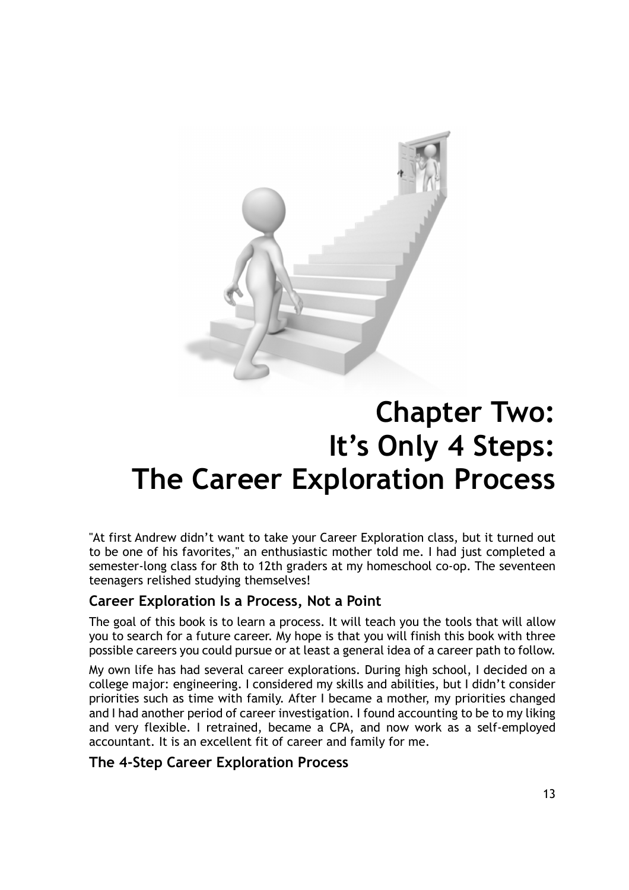# Chapter Two: It's Only 4 Steps: The Career Exploration Process

"At first Andrew didn't want to take your Career Exploration class, but it turned out to be one of his favorites," an enthusiastic mother told me. I had just completed a semester-long class for 8th to 12th graders at my homeschool co-op. The seventeen teenagers relished studying themselves!

## Career Exploration Is a Process, Not a Point

The goal of this book is to learn a process. It will teach you the tools that will allow you to search for a future career. My hope is that you will finish this book with three possible careers you could pursue or at least a general idea of a career path to follow.

My own life has had several career explorations. During high school, I decided on a college major: engineering. I considered my skills and abilities, but I didn't consider priorities such as time with family. After I became a mother, my priorities changed and I had another period of career investigation. I found accounting to be to my liking and very flexible. I retrained, became a CPA, and now work as a self-employed accountant. It is an excellent fit of career and family for me.

## The 4-Step Career Exploration Process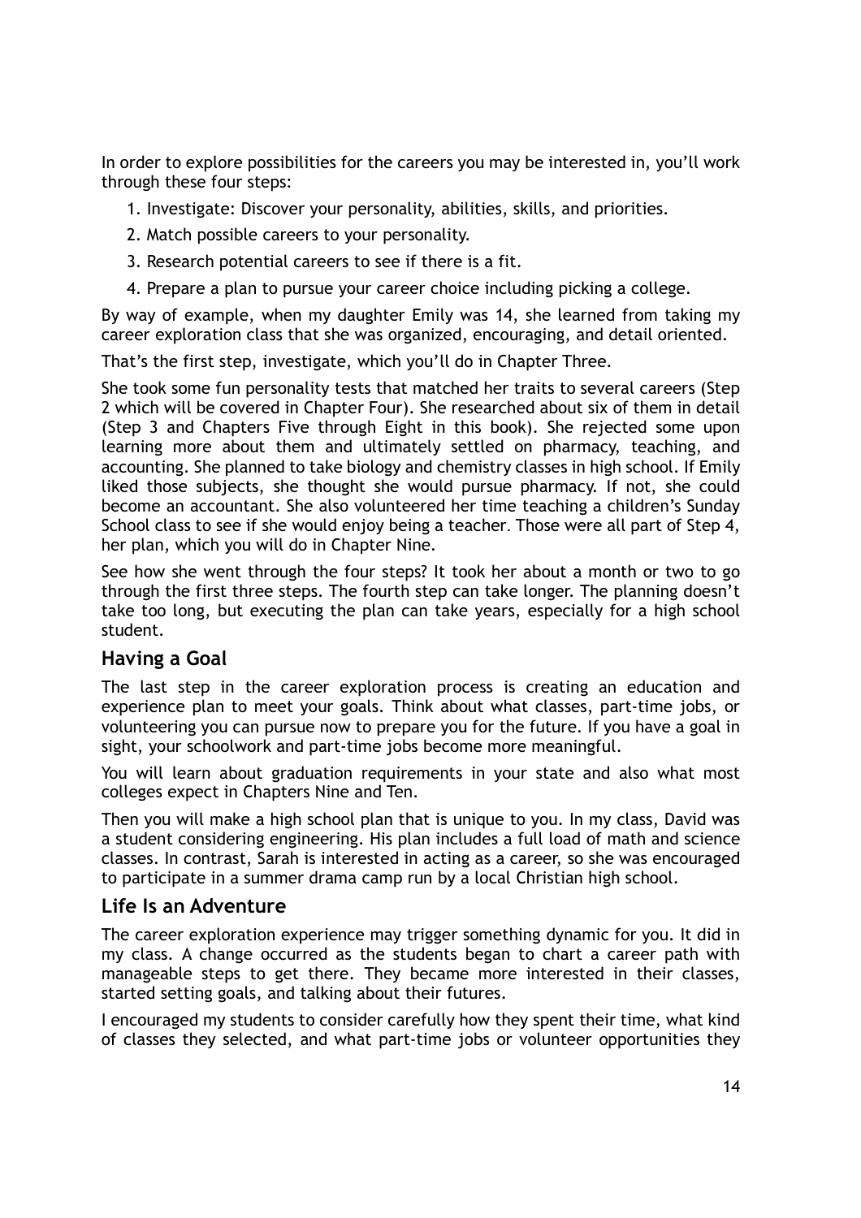In order to explore possibilities for the careers you may be interested in, you'll work through these four steps:

1. Investigate: Discover your personality, abilities, skills, and priorities.
2. Match possible careers to your personality.
3. Research potential careers to see if there is a fit.
4. Prepare a plan to pursue your career choice including picking a college.

By way of example, when my daughter Emily was 14, she learned from taking my career exploration class that she was organized, encouraging, and detail oriented.

That's the first step, investigate, which you'll do in Chapter Three.

She took some fun personality tests that matched her traits to several careers (Step 2 which will be covered in Chapter Four). She researched about six of them in detail (Step 3 and Chapters Five through Eight in this book). She rejected some upon learning more about them and ultimately settled on pharmacy, teaching, and accounting. She planned to take biology and chemistry classes in high school. If Emily liked those subjects, she thought she would pursue pharmacy. If not, she could become an accountant. She also volunteered her time teaching a children's Sunday School class to see if she would enjoy being a teacher. Those were all part of Step 4, her plan, which you will do in Chapter Nine.

See how she went through the four steps? It took her about a month or two to go through the first three steps. The fourth step can take longer. The planning doesn't take too long, but executing the plan can take years, especially for a high school student.

## Having a Goal

The last step in the career exploration process is creating an education and experience plan to meet your goals. Think about what classes, part-time jobs, or volunteering you can pursue now to prepare you for the future. If you have a goal in sight, your schoolwork and part-time jobs become more meaningful.

You will learn about graduation requirements in your state and also what most colleges expect in Chapters Nine and Ten.

Then you will make a high school plan that is unique to you. In my class, David was a student considering engineering. His plan includes a full load of math and science classes. In contrast, Sarah is interested in acting as a career, so she was encouraged to participate in a summer drama camp run by a local Christian high school.

## Life Is an Adventure

The career exploration experience may trigger something dynamic for you. It did in my class. A change occurred as the students began to chart a career path with manageable steps to get there. They became more interested in their classes, started setting goals, and talking about their futures.

I encouraged my students to consider carefully how they spent their time, what kind of classes they selected, and what part-time jobs or volunteer opportunities they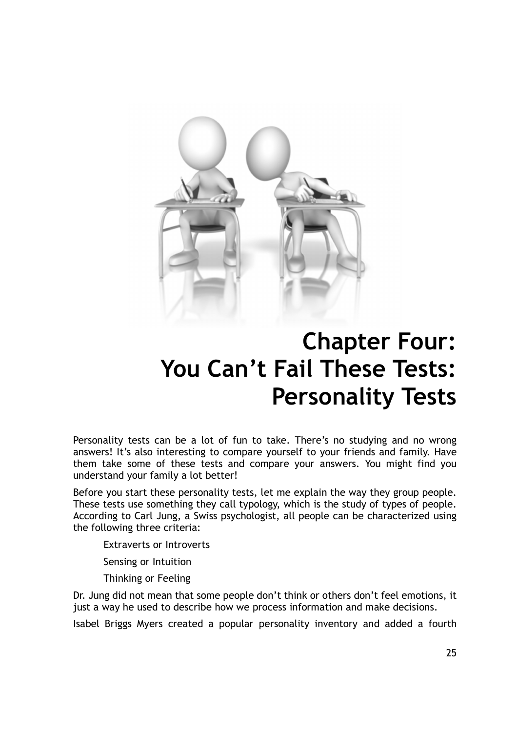# Chapter Four: You Can't Fail These Tests: Personality Tests

Personality tests can be a lot of fun to take. There's no studying and no wrong answers! It's also interesting to compare yourself to your friends and family. Have them take some of these tests and compare your answers. You might find you understand your family a lot better!

Before you start these personality tests, let me explain the way they group people. These tests use something they call typology, which is the study of types of people. According to Carl Jung, a Swiss psychologist, all people can be characterized using the following three criteria:

Extraverts or Introverts

Sensing or Intuition

Thinking or Feeling

Dr. Jung did not mean that some people don't think or others don't feel emotions, it just a way he used to describe how we process information and make decisions.

Isabel Briggs Myers created a popular personality inventory and added a fourth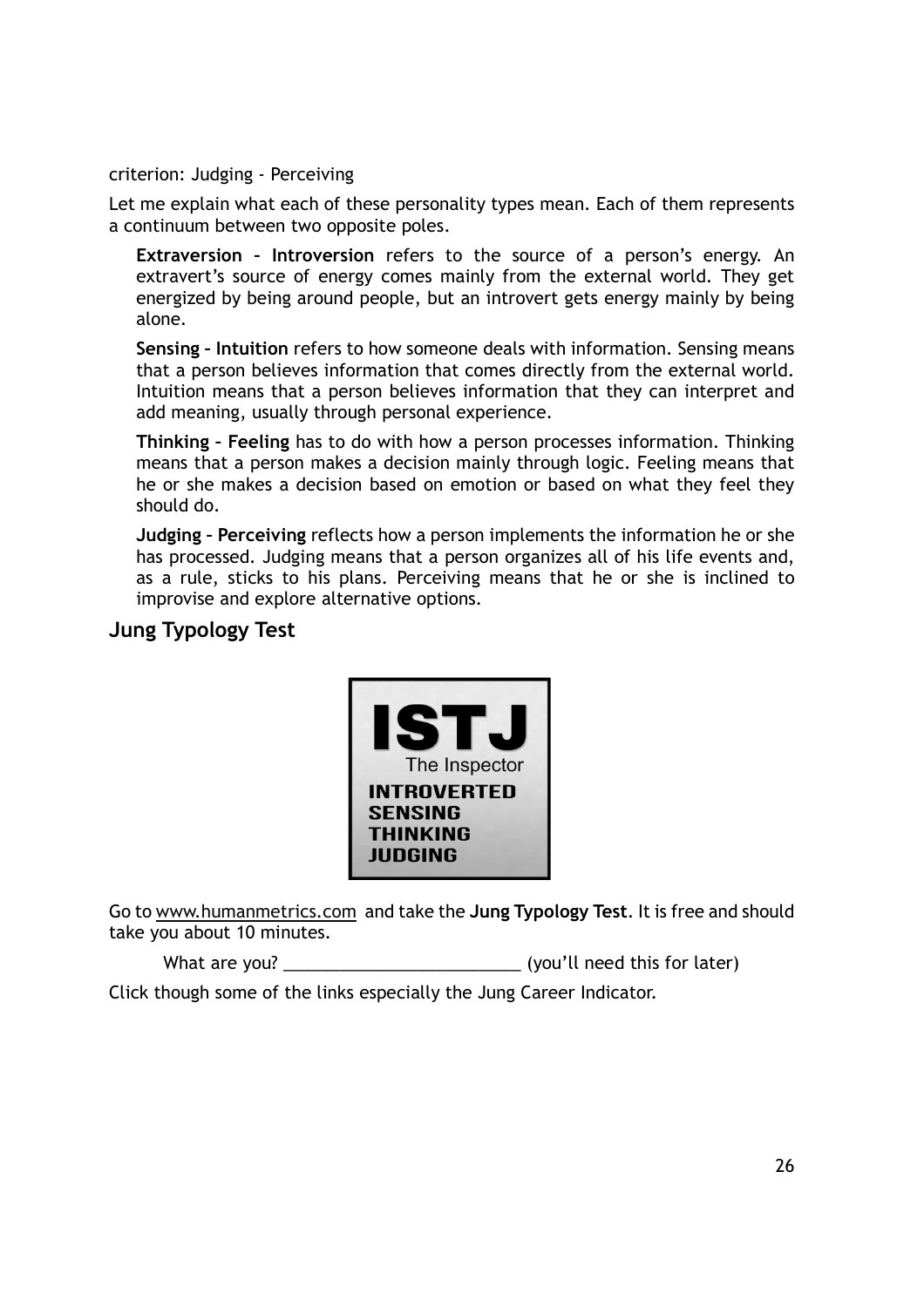criterion: Judging - Perceiving

Let me explain what each of these personality types mean. Each of them represents a continuum between two opposite poles.

> **Extraversion – Introversion** refers to the source of a person's energy. An extravert's source of energy comes mainly from the external world. They get energized by being around people, but an introvert gets energy mainly by being alone.
>
> **Sensing – Intuition** refers to how someone deals with information. Sensing means that a person believes information that comes directly from the external world. Intuition means that a person believes information that they can interpret and add meaning, usually through personal experience.
>
> **Thinking – Feeling** has to do with how a person processes information. Thinking means that a person makes a decision mainly through logic. Feeling means that he or she makes a decision based on emotion or based on what they feel they should do.
>
> **Judging – Perceiving** reflects how a person implements the information he or she has processed. Judging means that a person organizes all of his life events and, as a rule, sticks to his plans. Perceiving means that he or she is inclined to improvise and explore alternative options.

## Jung Typology Test

Go to www.humanmetrics.com and take the **Jung Typology Test**. It is free and should take you about 10 minutes.

What are you? _________________________ (you'll need this for later)

Click though some of the links especially the Jung Career Indicator.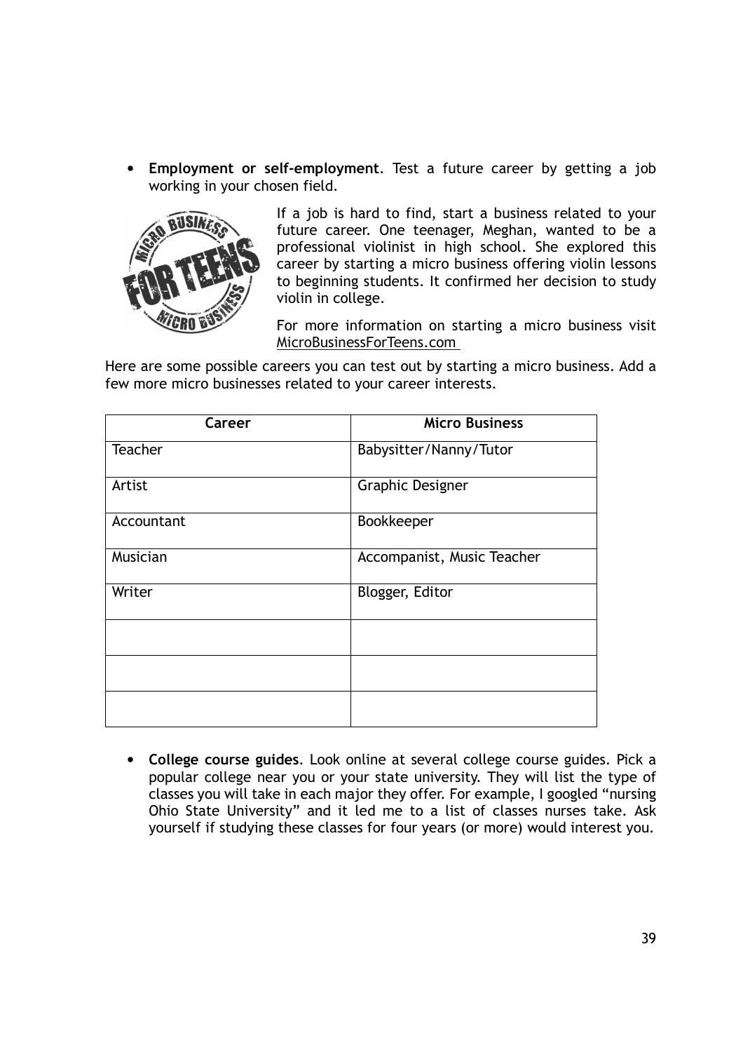- **Employment or self-employment**. Test a future career by getting a job working in your chosen field.

If a job is hard to find, start a business related to your future career. One teenager, Meghan, wanted to be a professional violinist in high school. She explored this career by starting a micro business offering violin lessons to beginning students. It confirmed her decision to study violin in college.

For more information on starting a micro business visit MicroBusinessForTeens.com

Here are some possible careers you can test out by starting a micro business. Add a few more micro businesses related to your career interests.

| Career | Micro Business |
| --- | --- |
| Teacher | Babysitter/Nanny/Tutor |
| Artist | Graphic Designer |
| Accountant | Bookkeeper |
| Musician | Accompanist, Music Teacher |
| Writer | Blogger, Editor |
| | |
| | |
| | |

- **College course guides**. Look online at several college course guides. Pick a popular college near you or your state university. They will list the type of classes you will take in each major they offer. For example, I googled "nursing Ohio State University" and it led me to a list of classes nurses take. Ask yourself if studying these classes for four years (or more) would interest you.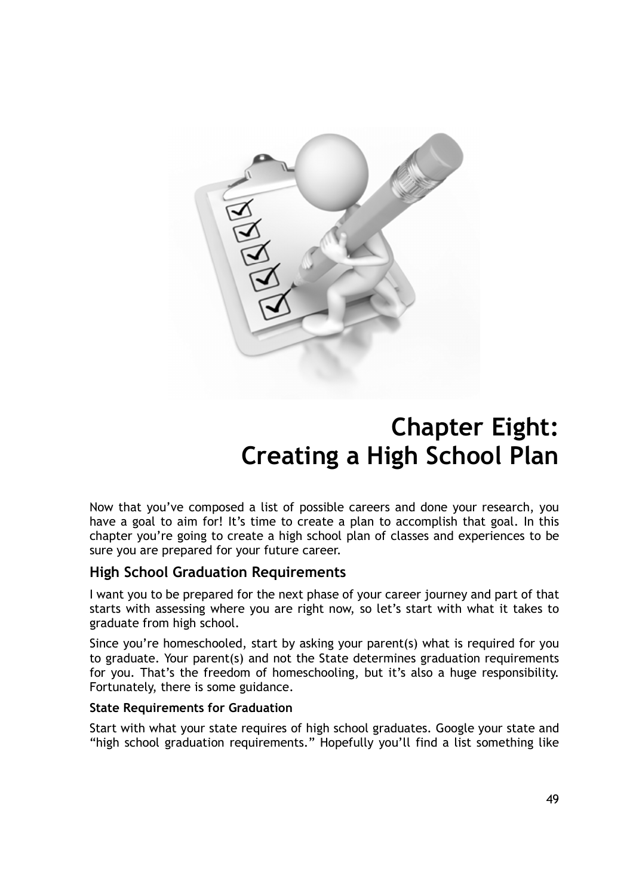# Chapter Eight: Creating a High School Plan

Now that you've composed a list of possible careers and done your research, you have a goal to aim for! It's time to create a plan to accomplish that goal. In this chapter you're going to create a high school plan of classes and experiences to be sure you are prepared for your future career.

## High School Graduation Requirements

I want you to be prepared for the next phase of your career journey and part of that starts with assessing where you are right now, so let's start with what it takes to graduate from high school.

Since you're homeschooled, start by asking your parent(s) what is required for you to graduate. Your parent(s) and not the State determines graduation requirements for you. That's the freedom of homeschooling, but it's also a huge responsibility. Fortunately, there is some guidance.

### State Requirements for Graduation

Start with what your state requires of high school graduates. Google your state and "high school graduation requirements." Hopefully you'll find a list something like